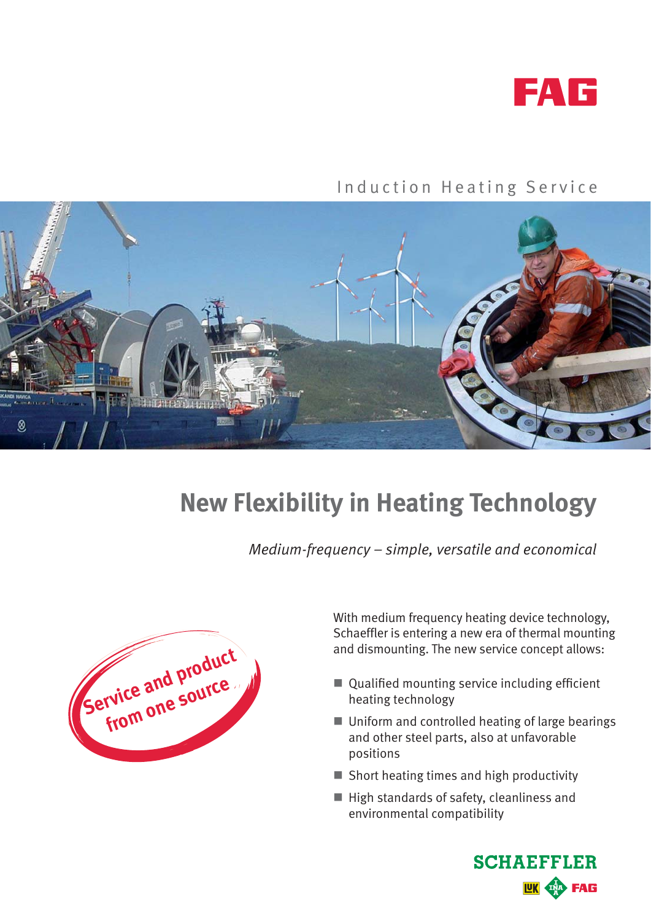FAG

Induction Heating Service

# New Flexibility in Heating Technology

*Medium-frequency – simple, versatile and economical*

Service and product from one source

With medium frequency heating device technology, Schaeffler is entering a new era of thermal mounting and dismounting. The new service concept allows:

- Qualified mounting service including efficient heating technology
- Uniform and controlled heating of large bearings and other steel parts, also at unfavorable positions
- Short heating times and high productivity
- High standards of safety, cleanliness and environmental compatibility

SCHAEFFLER

LuK INA FAG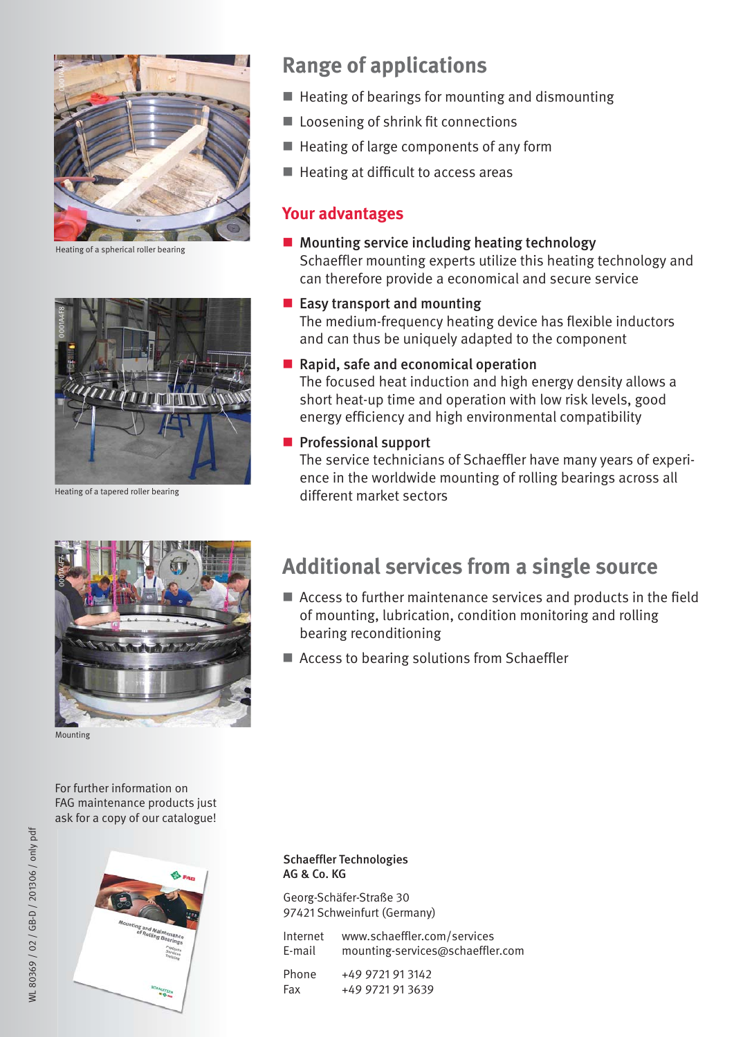Heating of a spherical roller bearing

Heating of a tapered roller bearing

Mounting

For further information on FAG maintenance products just ask for a copy of our catalogue!

## Range of applications

- Heating of bearings for mounting and dismounting
- Loosening of shrink fit connections
- Heating of large components of any form
- Heating at difficult to access areas

### Your advantages

- **Mounting service including heating technology**
  Schaeffler mounting experts utilize this heating technology and can therefore provide a economical and secure service
- **Easy transport and mounting**
  The medium-frequency heating device has flexible inductors and can thus be uniquely adapted to the component
- **Rapid, safe and economical operation**
  The focused heat induction and high energy density allows a short heat-up time and operation with low risk levels, good energy efficiency and high environmental compatibility
- **Professional support**
  The service technicians of Schaeffler have many years of experience in the worldwide mounting of rolling bearings across all different market sectors

## Additional services from a single source

- Access to further maintenance services and products in the field of mounting, lubrication, condition monitoring and rolling bearing reconditioning
- Access to bearing solutions from Schaeffler

**Schaeffler Technologies AG & Co. KG**

Georg-Schäfer-Straße 30
97421 Schweinfurt (Germany)

| | |
|---|---|
| Internet | www.schaeffler.com/services |
| E-mail | mounting-services@schaeffler.com |
| Phone | +49 9721 91 3142 |
| Fax | +49 9721 91 3639 |

WL 80369 / 02 / GB-D / 201306 / only pdf